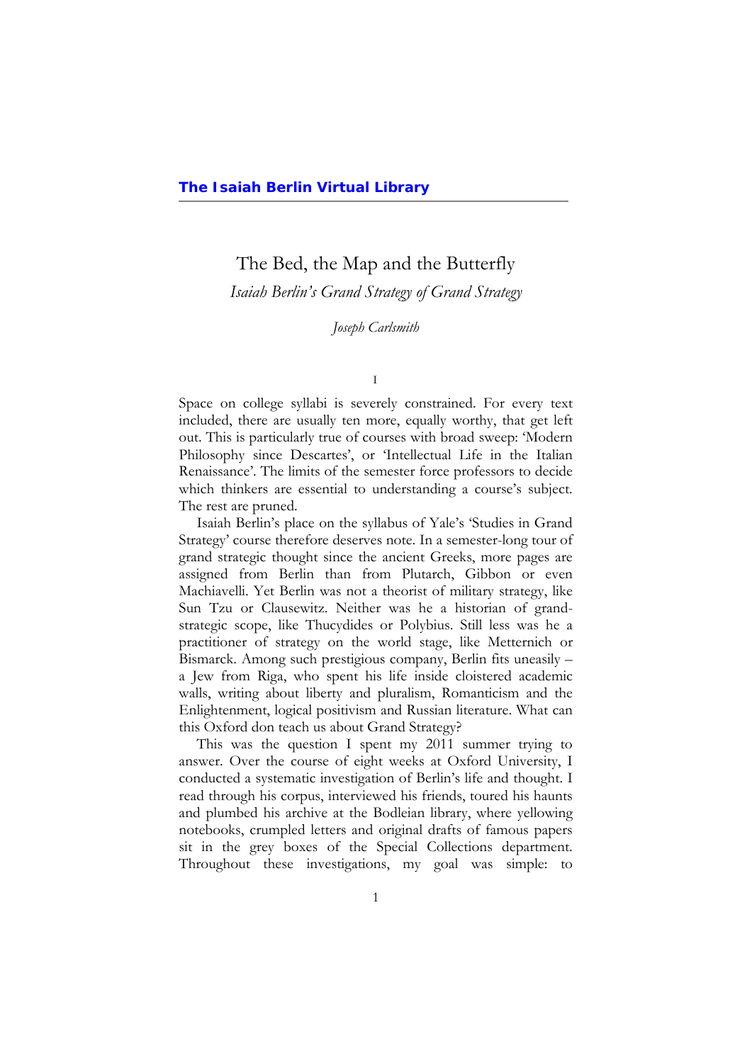**The Isaiah Berlin Virtual Library**

# The Bed, the Map and the Butterfly

## *Isaiah Berlin's Grand Strategy of Grand Strategy*

*Joseph Carlsmith*

I

Space on college syllabi is severely constrained. For every text included, there are usually ten more, equally worthy, that get left out. This is particularly true of courses with broad sweep: 'Modern Philosophy since Descartes', or 'Intellectual Life in the Italian Renaissance'. The limits of the semester force professors to decide which thinkers are essential to understanding a course's subject. The rest are pruned.

Isaiah Berlin's place on the syllabus of Yale's 'Studies in Grand Strategy' course therefore deserves note. In a semester-long tour of grand strategic thought since the ancient Greeks, more pages are assigned from Berlin than from Plutarch, Gibbon or even Machiavelli. Yet Berlin was not a theorist of military strategy, like Sun Tzu or Clausewitz. Neither was he a historian of grand-strategic scope, like Thucydides or Polybius. Still less was he a practitioner of strategy on the world stage, like Metternich or Bismarck. Among such prestigious company, Berlin fits uneasily – a Jew from Riga, who spent his life inside cloistered academic walls, writing about liberty and pluralism, Romanticism and the Enlightenment, logical positivism and Russian literature. What can this Oxford don teach us about Grand Strategy?

This was the question I spent my 2011 summer trying to answer. Over the course of eight weeks at Oxford University, I conducted a systematic investigation of Berlin's life and thought. I read through his corpus, interviewed his friends, toured his haunts and plumbed his archive at the Bodleian library, where yellowing notebooks, crumpled letters and original drafts of famous papers sit in the grey boxes of the Special Collections department. Throughout these investigations, my goal was simple: to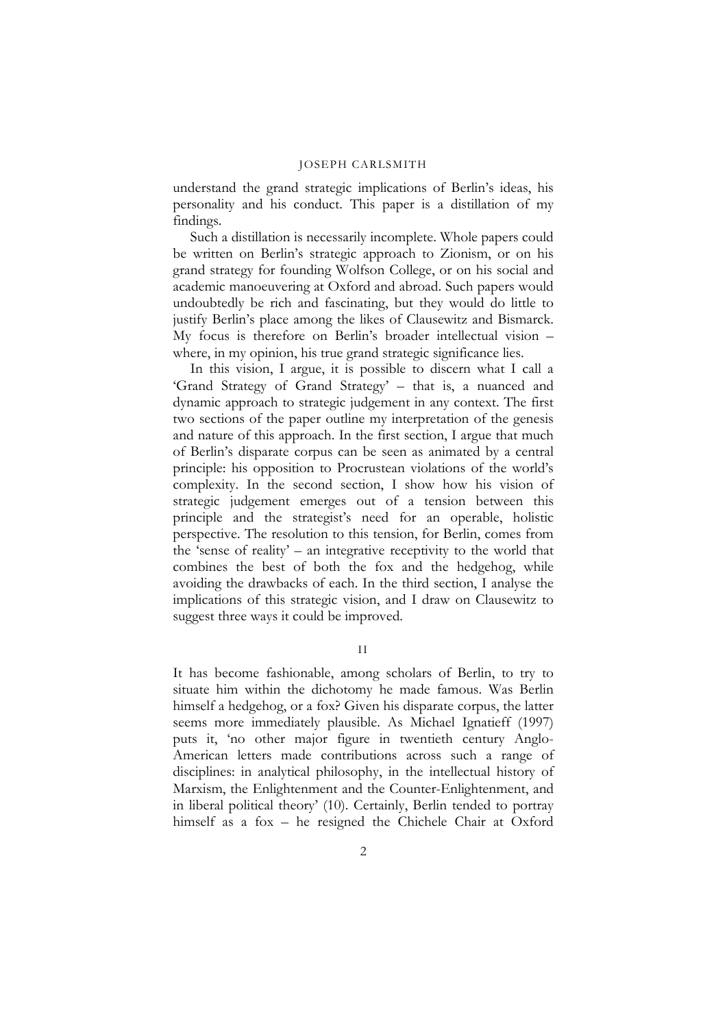understand the grand strategic implications of Berlin's ideas, his personality and his conduct. This paper is a distillation of my findings.

Such a distillation is necessarily incomplete. Whole papers could be written on Berlin's strategic approach to Zionism, or on his grand strategy for founding Wolfson College, or on his social and academic manoeuvering at Oxford and abroad. Such papers would undoubtedly be rich and fascinating, but they would do little to justify Berlin's place among the likes of Clausewitz and Bismarck. My focus is therefore on Berlin's broader intellectual vision – where, in my opinion, his true grand strategic significance lies.

In this vision, I argue, it is possible to discern what I call a 'Grand Strategy of Grand Strategy' – that is, a nuanced and dynamic approach to strategic judgement in any context. The first two sections of the paper outline my interpretation of the genesis and nature of this approach. In the first section, I argue that much of Berlin's disparate corpus can be seen as animated by a central principle: his opposition to Procrustean violations of the world's complexity. In the second section, I show how his vision of strategic judgement emerges out of a tension between this principle and the strategist's need for an operable, holistic perspective. The resolution to this tension, for Berlin, comes from the 'sense of reality' – an integrative receptivity to the world that combines the best of both the fox and the hedgehog, while avoiding the drawbacks of each. In the third section, I analyse the implications of this strategic vision, and I draw on Clausewitz to suggest three ways it could be improved.

## II

It has become fashionable, among scholars of Berlin, to try to situate him within the dichotomy he made famous. Was Berlin himself a hedgehog, or a fox? Given his disparate corpus, the latter seems more immediately plausible. As Michael Ignatieff (1997) puts it, 'no other major figure in twentieth century Anglo-American letters made contributions across such a range of disciplines: in analytical philosophy, in the intellectual history of Marxism, the Enlightenment and the Counter-Enlightenment, and in liberal political theory' (10). Certainly, Berlin tended to portray himself as a fox – he resigned the Chichele Chair at Oxford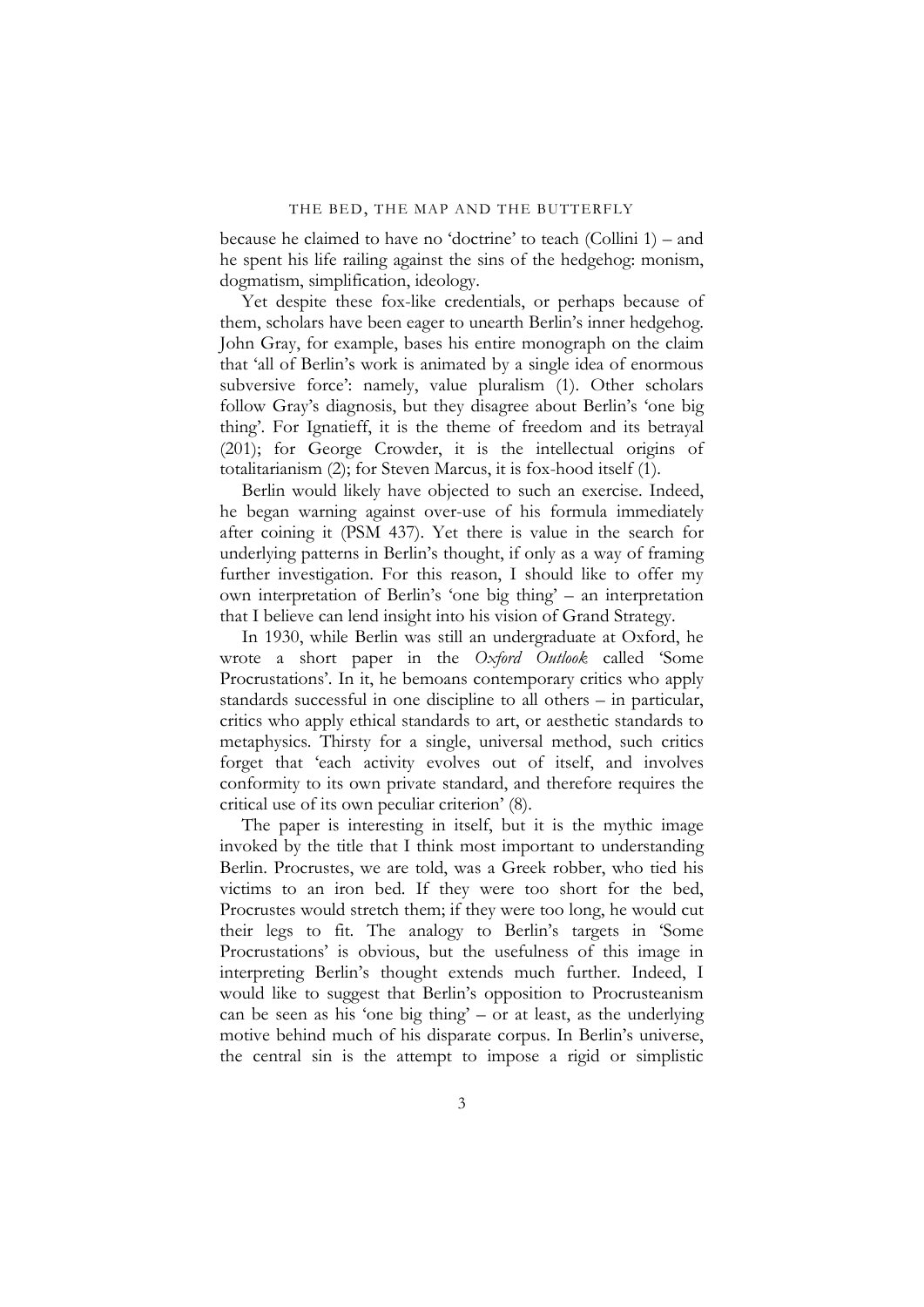because he claimed to have no 'doctrine' to teach (Collini 1) – and he spent his life railing against the sins of the hedgehog: monism, dogmatism, simplification, ideology.

Yet despite these fox-like credentials, or perhaps because of them, scholars have been eager to unearth Berlin's inner hedgehog. John Gray, for example, bases his entire monograph on the claim that 'all of Berlin's work is animated by a single idea of enormous subversive force': namely, value pluralism (1). Other scholars follow Gray's diagnosis, but they disagree about Berlin's 'one big thing'. For Ignatieff, it is the theme of freedom and its betrayal (201); for George Crowder, it is the intellectual origins of totalitarianism (2); for Steven Marcus, it is fox-hood itself (1).

Berlin would likely have objected to such an exercise. Indeed, he began warning against over-use of his formula immediately after coining it (PSM 437). Yet there is value in the search for underlying patterns in Berlin's thought, if only as a way of framing further investigation. For this reason, I should like to offer my own interpretation of Berlin's 'one big thing' – an interpretation that I believe can lend insight into his vision of Grand Strategy.

In 1930, while Berlin was still an undergraduate at Oxford, he wrote a short paper in the *Oxford Outlook* called 'Some Procrustations'. In it, he bemoans contemporary critics who apply standards successful in one discipline to all others – in particular, critics who apply ethical standards to art, or aesthetic standards to metaphysics. Thirsty for a single, universal method, such critics forget that 'each activity evolves out of itself, and involves conformity to its own private standard, and therefore requires the critical use of its own peculiar criterion' (8).

The paper is interesting in itself, but it is the mythic image invoked by the title that I think most important to understanding Berlin. Procrustes, we are told, was a Greek robber, who tied his victims to an iron bed. If they were too short for the bed, Procrustes would stretch them; if they were too long, he would cut their legs to fit. The analogy to Berlin's targets in 'Some Procrustations' is obvious, but the usefulness of this image in interpreting Berlin's thought extends much further. Indeed, I would like to suggest that Berlin's opposition to Procrusteanism can be seen as his 'one big thing' – or at least, as the underlying motive behind much of his disparate corpus. In Berlin's universe, the central sin is the attempt to impose a rigid or simplistic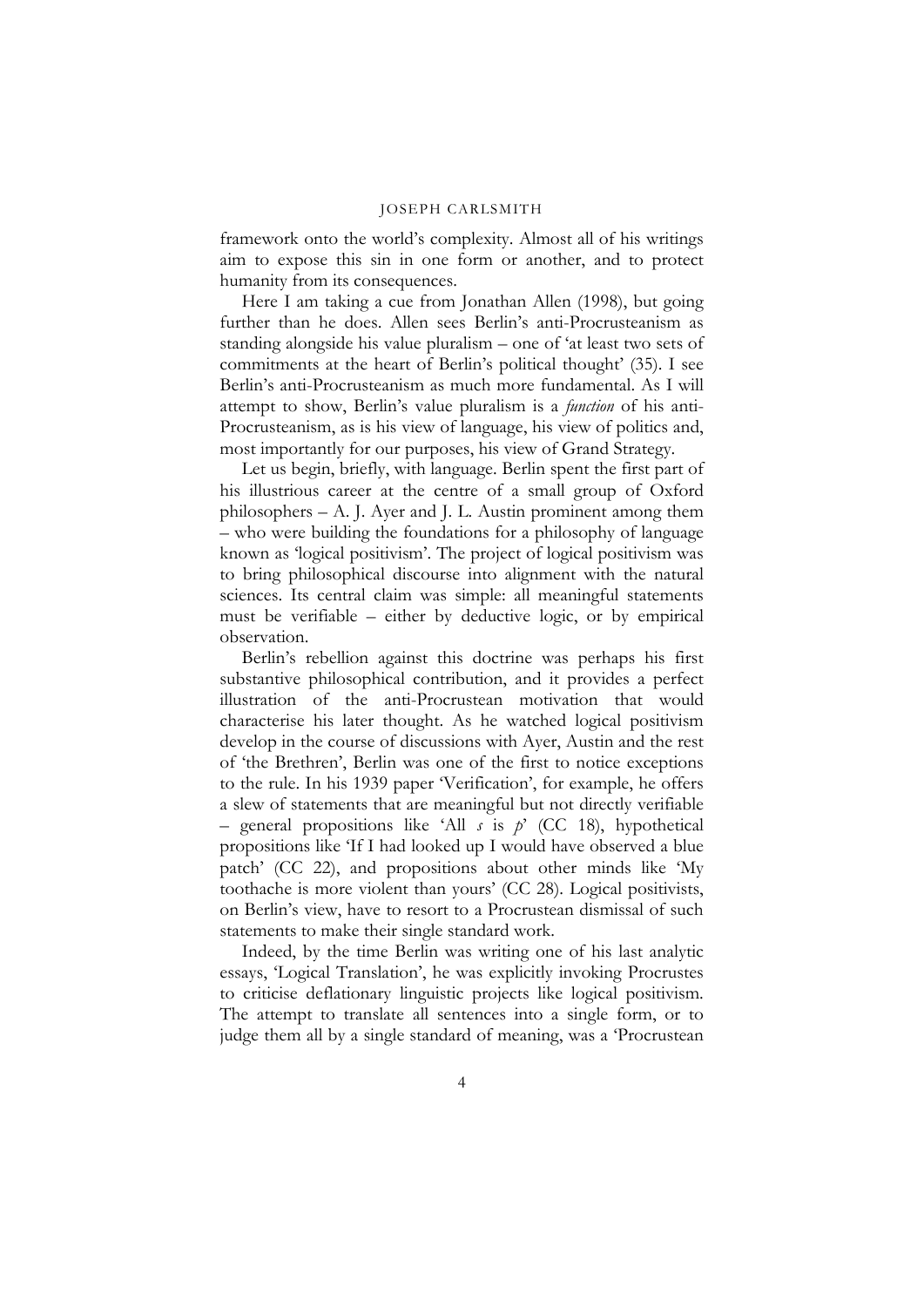framework onto the world's complexity. Almost all of his writings aim to expose this sin in one form or another, and to protect humanity from its consequences.

Here I am taking a cue from Jonathan Allen (1998), but going further than he does. Allen sees Berlin's anti-Procrusteanism as standing alongside his value pluralism – one of 'at least two sets of commitments at the heart of Berlin's political thought' (35). I see Berlin's anti-Procrusteanism as much more fundamental. As I will attempt to show, Berlin's value pluralism is a *function* of his anti-Procrusteanism, as is his view of language, his view of politics and, most importantly for our purposes, his view of Grand Strategy.

Let us begin, briefly, with language. Berlin spent the first part of his illustrious career at the centre of a small group of Oxford philosophers – A. J. Ayer and J. L. Austin prominent among them – who were building the foundations for a philosophy of language known as 'logical positivism'. The project of logical positivism was to bring philosophical discourse into alignment with the natural sciences. Its central claim was simple: all meaningful statements must be verifiable – either by deductive logic, or by empirical observation.

Berlin's rebellion against this doctrine was perhaps his first substantive philosophical contribution, and it provides a perfect illustration of the anti-Procrustean motivation that would characterise his later thought. As he watched logical positivism develop in the course of discussions with Ayer, Austin and the rest of 'the Brethren', Berlin was one of the first to notice exceptions to the rule. In his 1939 paper 'Verification', for example, he offers a slew of statements that are meaningful but not directly verifiable – general propositions like 'All *s* is *p*' (CC 18), hypothetical propositions like 'If I had looked up I would have observed a blue patch' (CC 22), and propositions about other minds like 'My toothache is more violent than yours' (CC 28). Logical positivists, on Berlin's view, have to resort to a Procrustean dismissal of such statements to make their single standard work.

Indeed, by the time Berlin was writing one of his last analytic essays, 'Logical Translation', he was explicitly invoking Procrustes to criticise deflationary linguistic projects like logical positivism. The attempt to translate all sentences into a single form, or to judge them all by a single standard of meaning, was a 'Procrustean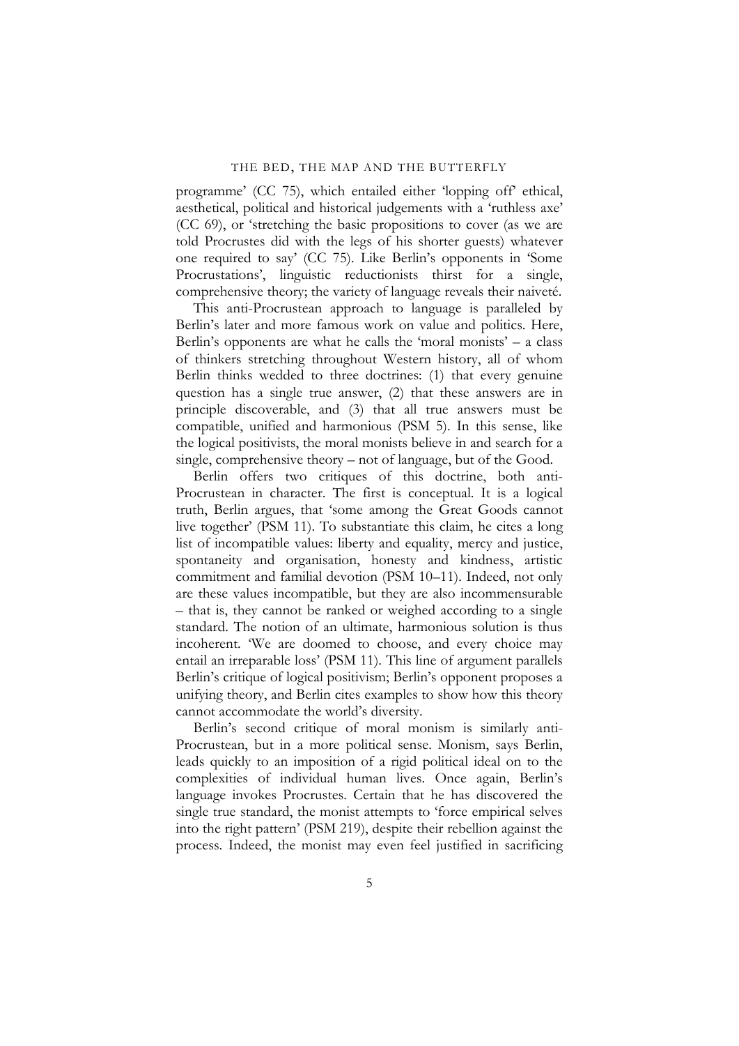programme' (CC 75), which entailed either 'lopping off' ethical, aesthetical, political and historical judgements with a 'ruthless axe' (CC 69), or 'stretching the basic propositions to cover (as we are told Procrustes did with the legs of his shorter guests) whatever one required to say' (CC 75). Like Berlin's opponents in 'Some Procrustations', linguistic reductionists thirst for a single, comprehensive theory; the variety of language reveals their naiveté.

This anti-Procrustean approach to language is paralleled by Berlin's later and more famous work on value and politics. Here, Berlin's opponents are what he calls the 'moral monists' – a class of thinkers stretching throughout Western history, all of whom Berlin thinks wedded to three doctrines: (1) that every genuine question has a single true answer, (2) that these answers are in principle discoverable, and (3) that all true answers must be compatible, unified and harmonious (PSM 5). In this sense, like the logical positivists, the moral monists believe in and search for a single, comprehensive theory – not of language, but of the Good.

Berlin offers two critiques of this doctrine, both anti-Procrustean in character. The first is conceptual. It is a logical truth, Berlin argues, that 'some among the Great Goods cannot live together' (PSM 11). To substantiate this claim, he cites a long list of incompatible values: liberty and equality, mercy and justice, spontaneity and organisation, honesty and kindness, artistic commitment and familial devotion (PSM 10–11). Indeed, not only are these values incompatible, but they are also incommensurable – that is, they cannot be ranked or weighed according to a single standard. The notion of an ultimate, harmonious solution is thus incoherent. 'We are doomed to choose, and every choice may entail an irreparable loss' (PSM 11). This line of argument parallels Berlin's critique of logical positivism; Berlin's opponent proposes a unifying theory, and Berlin cites examples to show how this theory cannot accommodate the world's diversity.

Berlin's second critique of moral monism is similarly anti-Procrustean, but in a more political sense. Monism, says Berlin, leads quickly to an imposition of a rigid political ideal on to the complexities of individual human lives. Once again, Berlin's language invokes Procrustes. Certain that he has discovered the single true standard, the monist attempts to 'force empirical selves into the right pattern' (PSM 219), despite their rebellion against the process. Indeed, the monist may even feel justified in sacrificing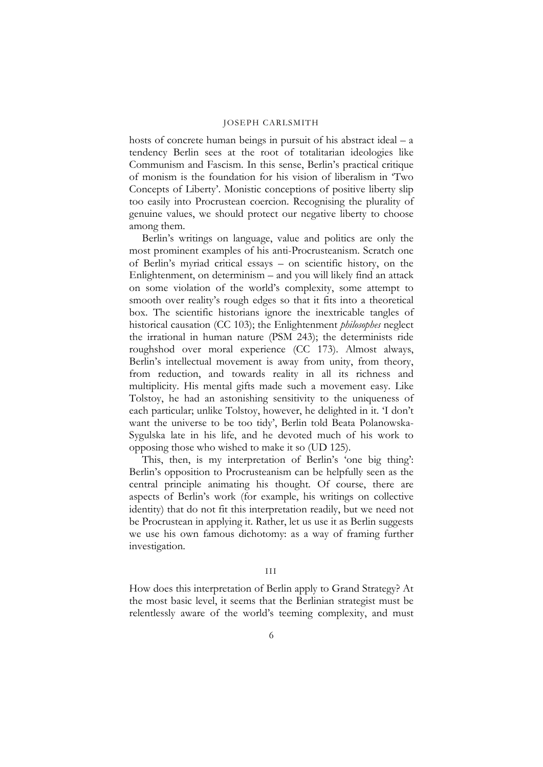hosts of concrete human beings in pursuit of his abstract ideal – a tendency Berlin sees at the root of totalitarian ideologies like Communism and Fascism. In this sense, Berlin's practical critique of monism is the foundation for his vision of liberalism in 'Two Concepts of Liberty'. Monistic conceptions of positive liberty slip too easily into Procrustean coercion. Recognising the plurality of genuine values, we should protect our negative liberty to choose among them.

Berlin's writings on language, value and politics are only the most prominent examples of his anti-Procrusteanism. Scratch one of Berlin's myriad critical essays – on scientific history, on the Enlightenment, on determinism – and you will likely find an attack on some violation of the world's complexity, some attempt to smooth over reality's rough edges so that it fits into a theoretical box. The scientific historians ignore the inextricable tangles of historical causation (CC 103); the Enlightenment *philosophes* neglect the irrational in human nature (PSM 243); the determinists ride roughshod over moral experience (CC 173). Almost always, Berlin's intellectual movement is away from unity, from theory, from reduction, and towards reality in all its richness and multiplicity. His mental gifts made such a movement easy. Like Tolstoy, he had an astonishing sensitivity to the uniqueness of each particular; unlike Tolstoy, however, he delighted in it. 'I don't want the universe to be too tidy', Berlin told Beata Polanowska-Sygulska late in his life, and he devoted much of his work to opposing those who wished to make it so (UD 125).

This, then, is my interpretation of Berlin's 'one big thing': Berlin's opposition to Procrusteanism can be helpfully seen as the central principle animating his thought. Of course, there are aspects of Berlin's work (for example, his writings on collective identity) that do not fit this interpretation readily, but we need not be Procrustean in applying it. Rather, let us use it as Berlin suggests we use his own famous dichotomy: as a way of framing further investigation.

## III

How does this interpretation of Berlin apply to Grand Strategy? At the most basic level, it seems that the Berlinian strategist must be relentlessly aware of the world's teeming complexity, and must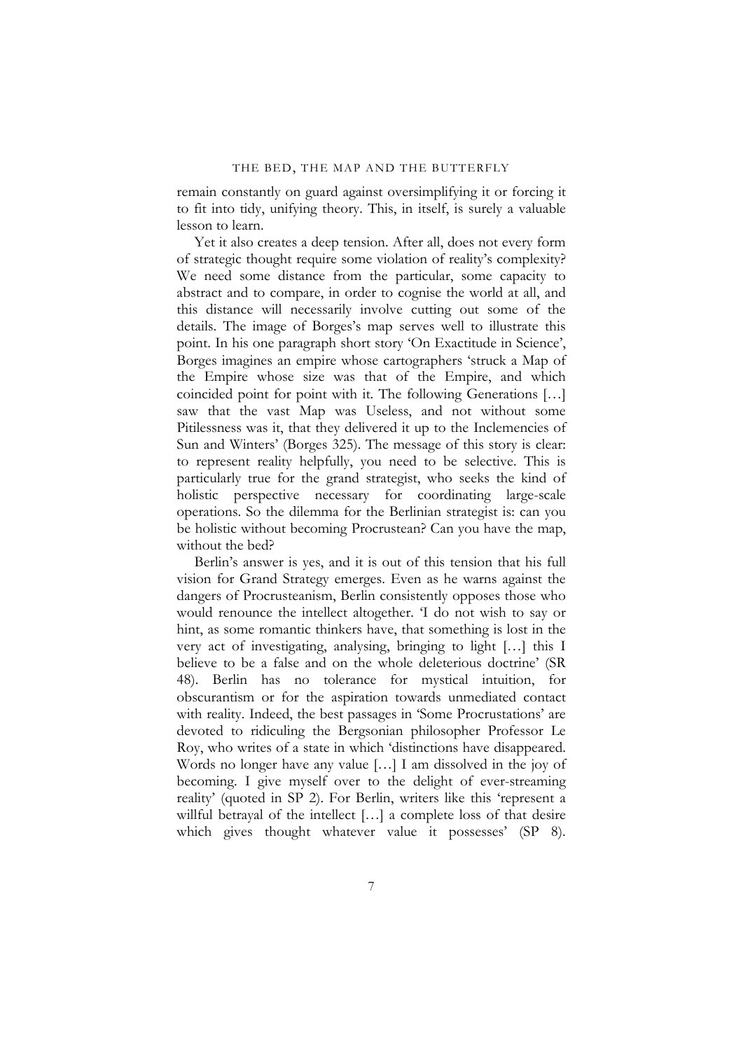remain constantly on guard against oversimplifying it or forcing it to fit into tidy, unifying theory. This, in itself, is surely a valuable lesson to learn.

Yet it also creates a deep tension. After all, does not every form of strategic thought require some violation of reality's complexity? We need some distance from the particular, some capacity to abstract and to compare, in order to cognise the world at all, and this distance will necessarily involve cutting out some of the details. The image of Borges's map serves well to illustrate this point. In his one paragraph short story 'On Exactitude in Science', Borges imagines an empire whose cartographers 'struck a Map of the Empire whose size was that of the Empire, and which coincided point for point with it. The following Generations […] saw that the vast Map was Useless, and not without some Pitilessness was it, that they delivered it up to the Inclemencies of Sun and Winters' (Borges 325). The message of this story is clear: to represent reality helpfully, you need to be selective. This is particularly true for the grand strategist, who seeks the kind of holistic perspective necessary for coordinating large-scale operations. So the dilemma for the Berlinian strategist is: can you be holistic without becoming Procrustean? Can you have the map, without the bed?

Berlin's answer is yes, and it is out of this tension that his full vision for Grand Strategy emerges. Even as he warns against the dangers of Procrusteanism, Berlin consistently opposes those who would renounce the intellect altogether. 'I do not wish to say or hint, as some romantic thinkers have, that something is lost in the very act of investigating, analysing, bringing to light […] this I believe to be a false and on the whole deleterious doctrine' (SR 48). Berlin has no tolerance for mystical intuition, for obscurantism or for the aspiration towards unmediated contact with reality. Indeed, the best passages in 'Some Procrustations' are devoted to ridiculing the Bergsonian philosopher Professor Le Roy, who writes of a state in which 'distinctions have disappeared. Words no longer have any value […] I am dissolved in the joy of becoming. I give myself over to the delight of ever-streaming reality' (quoted in SP 2). For Berlin, writers like this 'represent a willful betrayal of the intellect […] a complete loss of that desire which gives thought whatever value it possesses' (SP 8).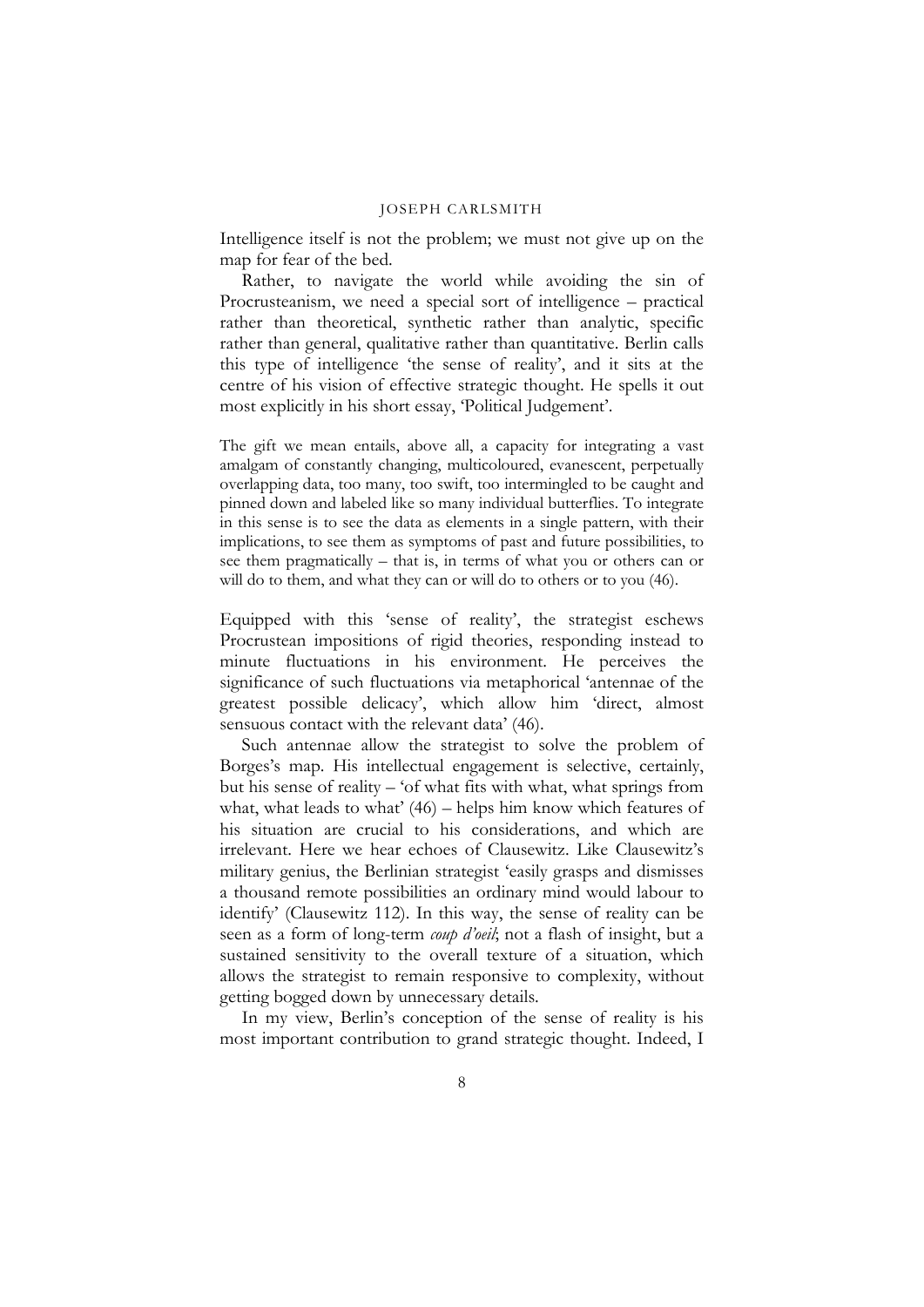Intelligence itself is not the problem; we must not give up on the map for fear of the bed.

Rather, to navigate the world while avoiding the sin of Procrusteanism, we need a special sort of intelligence – practical rather than theoretical, synthetic rather than analytic, specific rather than general, qualitative rather than quantitative. Berlin calls this type of intelligence 'the sense of reality', and it sits at the centre of his vision of effective strategic thought. He spells it out most explicitly in his short essay, 'Political Judgement'.

> The gift we mean entails, above all, a capacity for integrating a vast amalgam of constantly changing, multicoloured, evanescent, perpetually overlapping data, too many, too swift, too intermingled to be caught and pinned down and labeled like so many individual butterflies. To integrate in this sense is to see the data as elements in a single pattern, with their implications, to see them as symptoms of past and future possibilities, to see them pragmatically – that is, in terms of what you or others can or will do to them, and what they can or will do to others or to you (46).

Equipped with this 'sense of reality', the strategist eschews Procrustean impositions of rigid theories, responding instead to minute fluctuations in his environment. He perceives the significance of such fluctuations via metaphorical 'antennae of the greatest possible delicacy', which allow him 'direct, almost sensuous contact with the relevant data' (46).

Such antennae allow the strategist to solve the problem of Borges's map. His intellectual engagement is selective, certainly, but his sense of reality – 'of what fits with what, what springs from what, what leads to what' (46) – helps him know which features of his situation are crucial to his considerations, and which are irrelevant. Here we hear echoes of Clausewitz. Like Clausewitz's military genius, the Berlinian strategist 'easily grasps and dismisses a thousand remote possibilities an ordinary mind would labour to identify' (Clausewitz 112). In this way, the sense of reality can be seen as a form of long-term *coup d'oeil*; not a flash of insight, but a sustained sensitivity to the overall texture of a situation, which allows the strategist to remain responsive to complexity, without getting bogged down by unnecessary details.

In my view, Berlin's conception of the sense of reality is his most important contribution to grand strategic thought. Indeed, I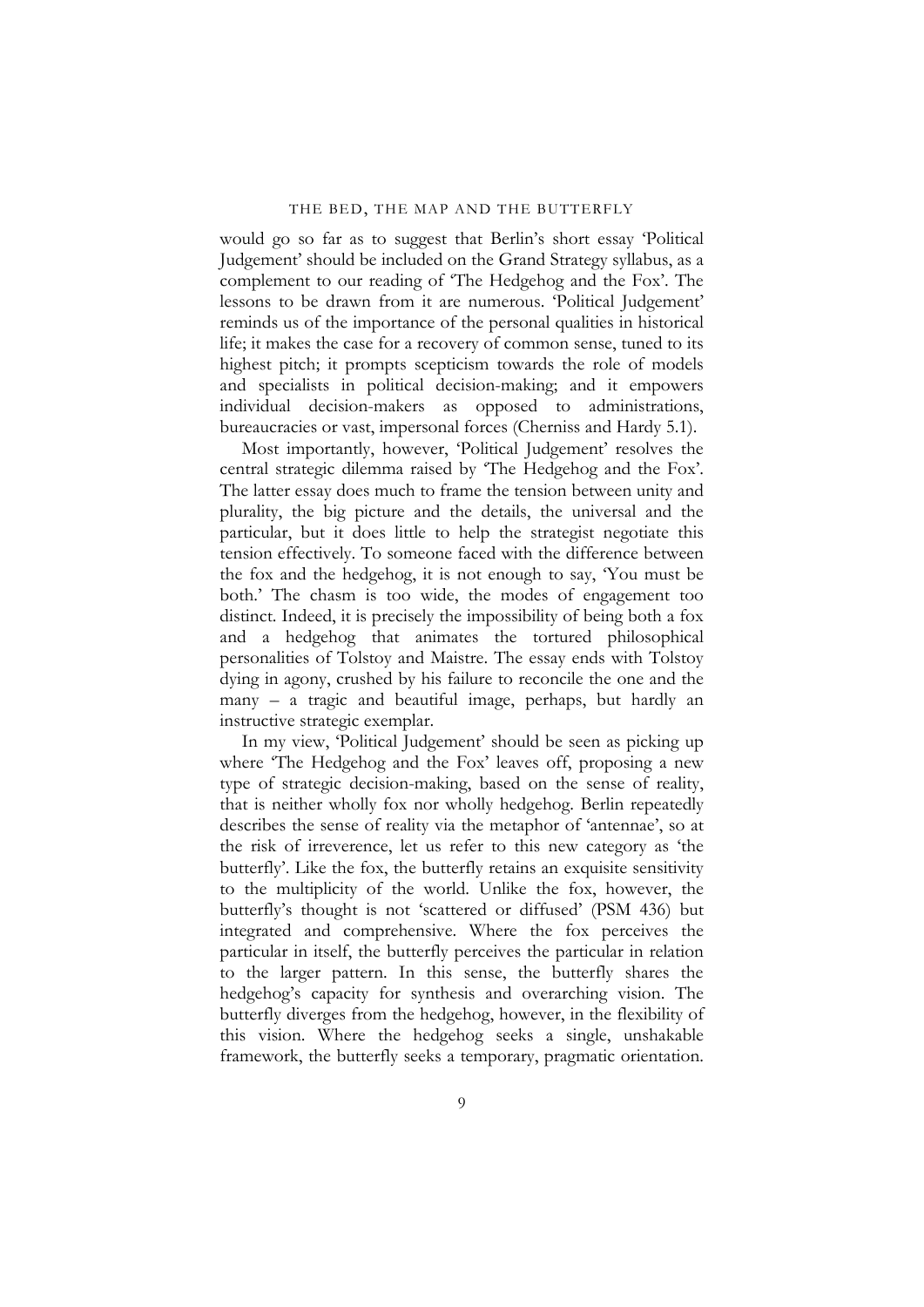would go so far as to suggest that Berlin's short essay 'Political Judgement' should be included on the Grand Strategy syllabus, as a complement to our reading of 'The Hedgehog and the Fox'. The lessons to be drawn from it are numerous. 'Political Judgement' reminds us of the importance of the personal qualities in historical life; it makes the case for a recovery of common sense, tuned to its highest pitch; it prompts scepticism towards the role of models and specialists in political decision-making; and it empowers individual decision-makers as opposed to administrations, bureaucracies or vast, impersonal forces (Cherniss and Hardy 5.1).

Most importantly, however, 'Political Judgement' resolves the central strategic dilemma raised by 'The Hedgehog and the Fox'. The latter essay does much to frame the tension between unity and plurality, the big picture and the details, the universal and the particular, but it does little to help the strategist negotiate this tension effectively. To someone faced with the difference between the fox and the hedgehog, it is not enough to say, 'You must be both.' The chasm is too wide, the modes of engagement too distinct. Indeed, it is precisely the impossibility of being both a fox and a hedgehog that animates the tortured philosophical personalities of Tolstoy and Maistre. The essay ends with Tolstoy dying in agony, crushed by his failure to reconcile the one and the many – a tragic and beautiful image, perhaps, but hardly an instructive strategic exemplar.

In my view, 'Political Judgement' should be seen as picking up where 'The Hedgehog and the Fox' leaves off, proposing a new type of strategic decision-making, based on the sense of reality, that is neither wholly fox nor wholly hedgehog. Berlin repeatedly describes the sense of reality via the metaphor of 'antennae', so at the risk of irreverence, let us refer to this new category as 'the butterfly'. Like the fox, the butterfly retains an exquisite sensitivity to the multiplicity of the world. Unlike the fox, however, the butterfly's thought is not 'scattered or diffused' (PSM 436) but integrated and comprehensive. Where the fox perceives the particular in itself, the butterfly perceives the particular in relation to the larger pattern. In this sense, the butterfly shares the hedgehog's capacity for synthesis and overarching vision. The butterfly diverges from the hedgehog, however, in the flexibility of this vision. Where the hedgehog seeks a single, unshakable framework, the butterfly seeks a temporary, pragmatic orientation.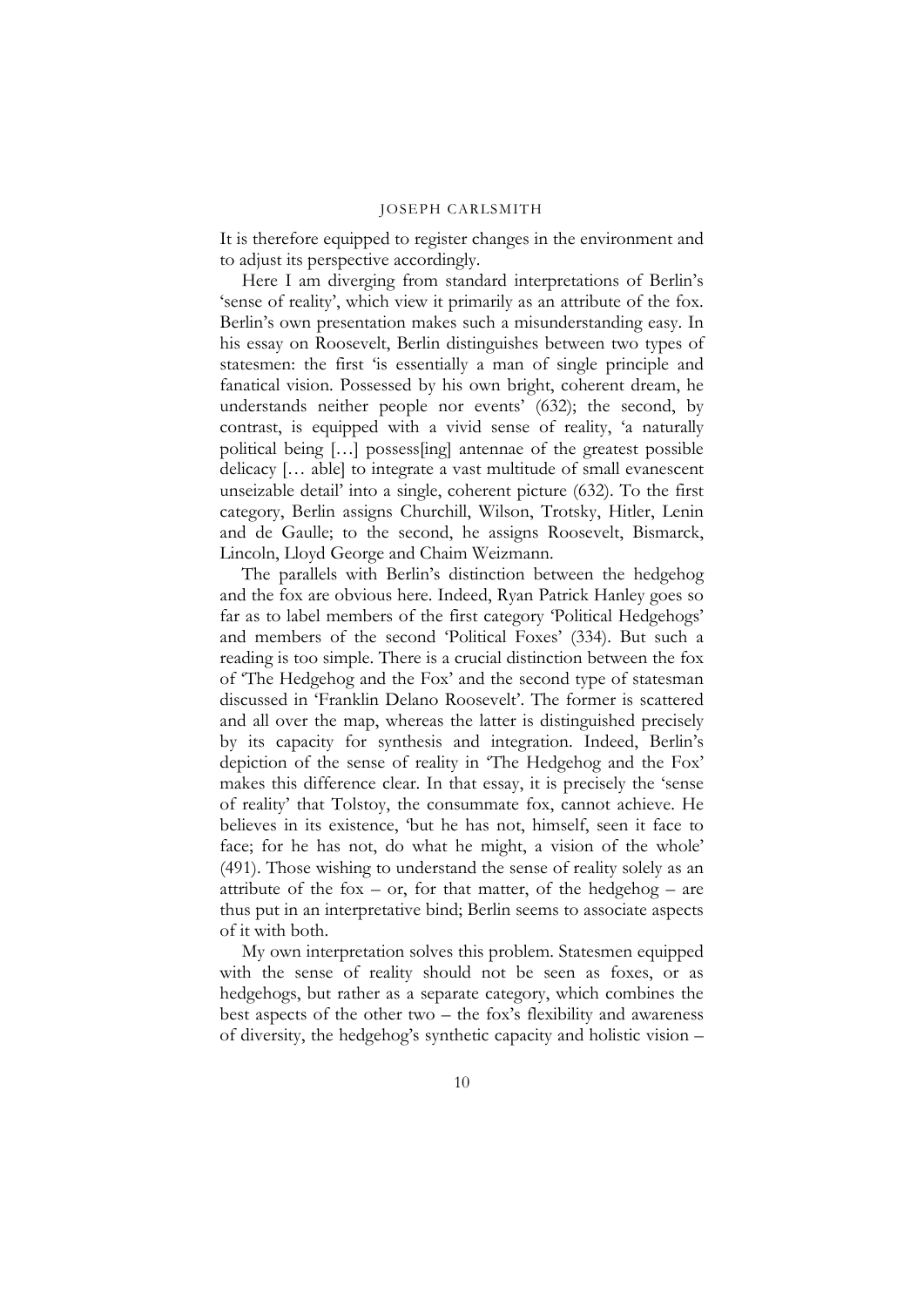It is therefore equipped to register changes in the environment and to adjust its perspective accordingly.

Here I am diverging from standard interpretations of Berlin's 'sense of reality', which view it primarily as an attribute of the fox. Berlin's own presentation makes such a misunderstanding easy. In his essay on Roosevelt, Berlin distinguishes between two types of statesmen: the first 'is essentially a man of single principle and fanatical vision. Possessed by his own bright, coherent dream, he understands neither people nor events' (632); the second, by contrast, is equipped with a vivid sense of reality, 'a naturally political being […] possess[ing] antennae of the greatest possible delicacy [… able] to integrate a vast multitude of small evanescent unseizable detail' into a single, coherent picture (632). To the first category, Berlin assigns Churchill, Wilson, Trotsky, Hitler, Lenin and de Gaulle; to the second, he assigns Roosevelt, Bismarck, Lincoln, Lloyd George and Chaim Weizmann.

The parallels with Berlin's distinction between the hedgehog and the fox are obvious here. Indeed, Ryan Patrick Hanley goes so far as to label members of the first category 'Political Hedgehogs' and members of the second 'Political Foxes' (334). But such a reading is too simple. There is a crucial distinction between the fox of 'The Hedgehog and the Fox' and the second type of statesman discussed in 'Franklin Delano Roosevelt'. The former is scattered and all over the map, whereas the latter is distinguished precisely by its capacity for synthesis and integration. Indeed, Berlin's depiction of the sense of reality in 'The Hedgehog and the Fox' makes this difference clear. In that essay, it is precisely the 'sense of reality' that Tolstoy, the consummate fox, cannot achieve. He believes in its existence, 'but he has not, himself, seen it face to face; for he has not, do what he might, a vision of the whole' (491). Those wishing to understand the sense of reality solely as an attribute of the fox – or, for that matter, of the hedgehog – are thus put in an interpretative bind; Berlin seems to associate aspects of it with both.

My own interpretation solves this problem. Statesmen equipped with the sense of reality should not be seen as foxes, or as hedgehogs, but rather as a separate category, which combines the best aspects of the other two – the fox's flexibility and awareness of diversity, the hedgehog's synthetic capacity and holistic vision –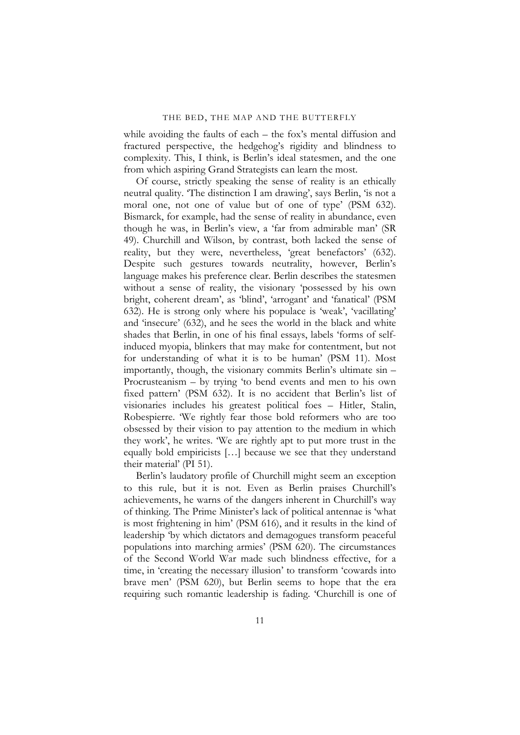while avoiding the faults of each – the fox's mental diffusion and fractured perspective, the hedgehog's rigidity and blindness to complexity. This, I think, is Berlin's ideal statesmen, and the one from which aspiring Grand Strategists can learn the most.

Of course, strictly speaking the sense of reality is an ethically neutral quality. 'The distinction I am drawing', says Berlin, 'is not a moral one, not one of value but of one of type' (PSM 632). Bismarck, for example, had the sense of reality in abundance, even though he was, in Berlin's view, a 'far from admirable man' (SR 49). Churchill and Wilson, by contrast, both lacked the sense of reality, but they were, nevertheless, 'great benefactors' (632). Despite such gestures towards neutrality, however, Berlin's language makes his preference clear. Berlin describes the statesmen without a sense of reality, the visionary 'possessed by his own bright, coherent dream', as 'blind', 'arrogant' and 'fanatical' (PSM 632). He is strong only where his populace is 'weak', 'vacillating' and 'insecure' (632), and he sees the world in the black and white shades that Berlin, in one of his final essays, labels 'forms of self-induced myopia, blinkers that may make for contentment, but not for understanding of what it is to be human' (PSM 11). Most importantly, though, the visionary commits Berlin's ultimate sin – Procrusteanism – by trying 'to bend events and men to his own fixed pattern' (PSM 632). It is no accident that Berlin's list of visionaries includes his greatest political foes – Hitler, Stalin, Robespierre. 'We rightly fear those bold reformers who are too obsessed by their vision to pay attention to the medium in which they work', he writes. 'We are rightly apt to put more trust in the equally bold empiricists […] because we see that they understand their material' (PI 51).

Berlin's laudatory profile of Churchill might seem an exception to this rule, but it is not. Even as Berlin praises Churchill's achievements, he warns of the dangers inherent in Churchill's way of thinking. The Prime Minister's lack of political antennae is 'what is most frightening in him' (PSM 616), and it results in the kind of leadership 'by which dictators and demagogues transform peaceful populations into marching armies' (PSM 620). The circumstances of the Second World War made such blindness effective, for a time, in 'creating the necessary illusion' to transform 'cowards into brave men' (PSM 620), but Berlin seems to hope that the era requiring such romantic leadership is fading. 'Churchill is one of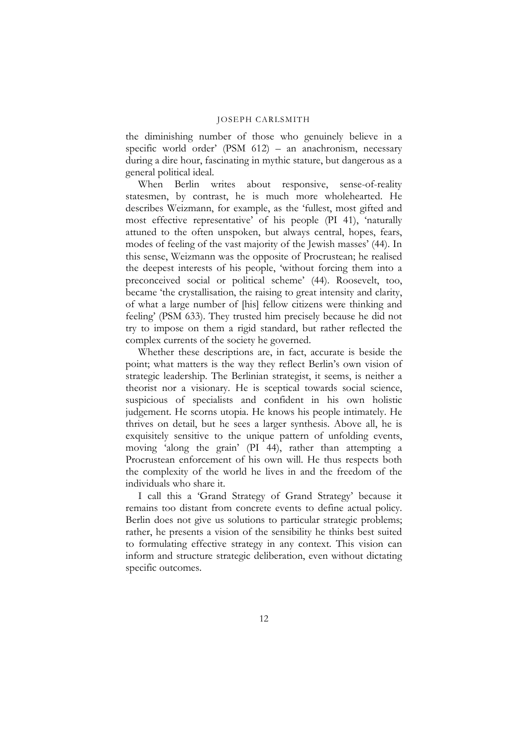the diminishing number of those who genuinely believe in a specific world order' (PSM 612) – an anachronism, necessary during a dire hour, fascinating in mythic stature, but dangerous as a general political ideal.

When Berlin writes about responsive, sense-of-reality statesmen, by contrast, he is much more wholehearted. He describes Weizmann, for example, as the 'fullest, most gifted and most effective representative' of his people (PI 41), 'naturally attuned to the often unspoken, but always central, hopes, fears, modes of feeling of the vast majority of the Jewish masses' (44). In this sense, Weizmann was the opposite of Procrustean; he realised the deepest interests of his people, 'without forcing them into a preconceived social or political scheme' (44). Roosevelt, too, became 'the crystallisation, the raising to great intensity and clarity, of what a large number of [his] fellow citizens were thinking and feeling' (PSM 633). They trusted him precisely because he did not try to impose on them a rigid standard, but rather reflected the complex currents of the society he governed.

Whether these descriptions are, in fact, accurate is beside the point; what matters is the way they reflect Berlin's own vision of strategic leadership. The Berlinian strategist, it seems, is neither a theorist nor a visionary. He is sceptical towards social science, suspicious of specialists and confident in his own holistic judgement. He scorns utopia. He knows his people intimately. He thrives on detail, but he sees a larger synthesis. Above all, he is exquisitely sensitive to the unique pattern of unfolding events, moving 'along the grain' (PI 44), rather than attempting a Procrustean enforcement of his own will. He thus respects both the complexity of the world he lives in and the freedom of the individuals who share it.

I call this a 'Grand Strategy of Grand Strategy' because it remains too distant from concrete events to define actual policy. Berlin does not give us solutions to particular strategic problems; rather, he presents a vision of the sensibility he thinks best suited to formulating effective strategy in any context. This vision can inform and structure strategic deliberation, even without dictating specific outcomes.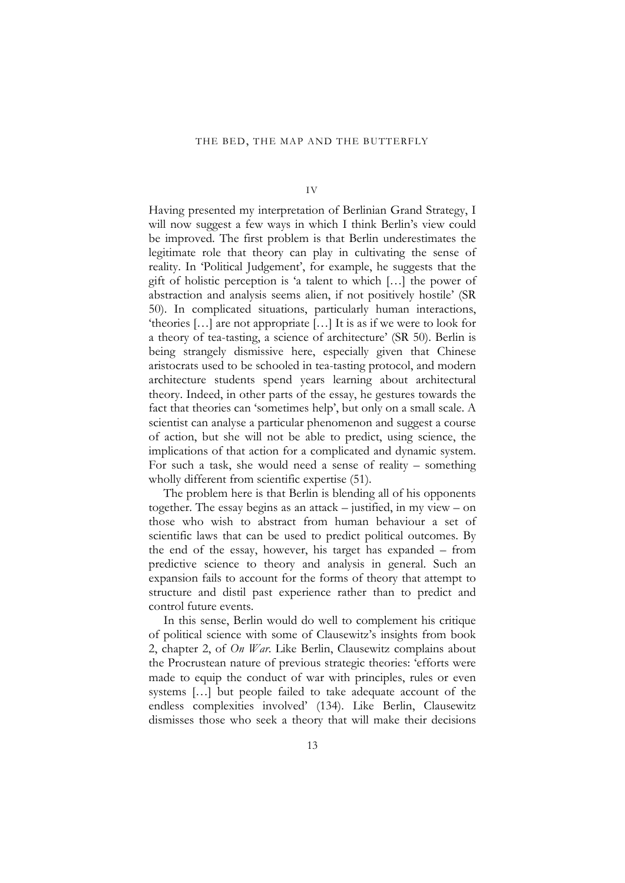## IV

Having presented my interpretation of Berlinian Grand Strategy, I will now suggest a few ways in which I think Berlin's view could be improved. The first problem is that Berlin underestimates the legitimate role that theory can play in cultivating the sense of reality. In 'Political Judgement', for example, he suggests that the gift of holistic perception is 'a talent to which […] the power of abstraction and analysis seems alien, if not positively hostile' (SR 50). In complicated situations, particularly human interactions, 'theories […] are not appropriate […] It is as if we were to look for a theory of tea-tasting, a science of architecture' (SR 50). Berlin is being strangely dismissive here, especially given that Chinese aristocrats used to be schooled in tea-tasting protocol, and modern architecture students spend years learning about architectural theory. Indeed, in other parts of the essay, he gestures towards the fact that theories can 'sometimes help', but only on a small scale. A scientist can analyse a particular phenomenon and suggest a course of action, but she will not be able to predict, using science, the implications of that action for a complicated and dynamic system. For such a task, she would need a sense of reality – something wholly different from scientific expertise (51).

The problem here is that Berlin is blending all of his opponents together. The essay begins as an attack – justified, in my view – on those who wish to abstract from human behaviour a set of scientific laws that can be used to predict political outcomes. By the end of the essay, however, his target has expanded – from predictive science to theory and analysis in general. Such an expansion fails to account for the forms of theory that attempt to structure and distil past experience rather than to predict and control future events.

In this sense, Berlin would do well to complement his critique of political science with some of Clausewitz's insights from book 2, chapter 2, of *On War*. Like Berlin, Clausewitz complains about the Procrustean nature of previous strategic theories: 'efforts were made to equip the conduct of war with principles, rules or even systems […] but people failed to take adequate account of the endless complexities involved' (134). Like Berlin, Clausewitz dismisses those who seek a theory that will make their decisions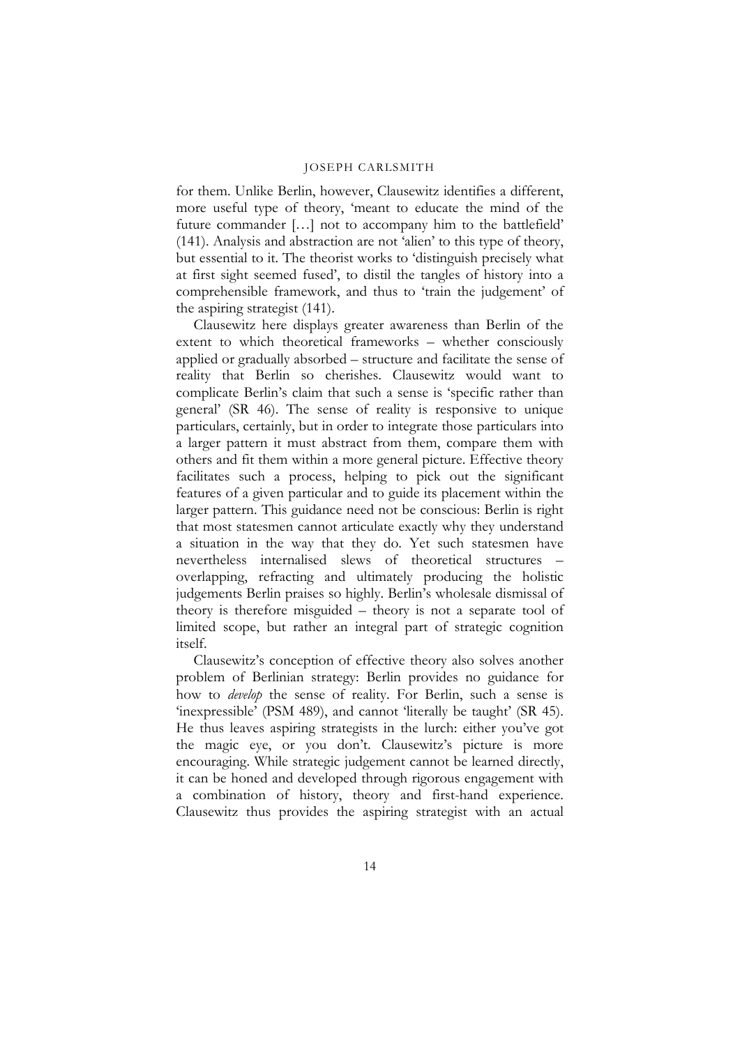for them. Unlike Berlin, however, Clausewitz identifies a different, more useful type of theory, 'meant to educate the mind of the future commander […] not to accompany him to the battlefield' (141). Analysis and abstraction are not 'alien' to this type of theory, but essential to it. The theorist works to 'distinguish precisely what at first sight seemed fused', to distil the tangles of history into a comprehensible framework, and thus to 'train the judgement' of the aspiring strategist (141).

Clausewitz here displays greater awareness than Berlin of the extent to which theoretical frameworks – whether consciously applied or gradually absorbed – structure and facilitate the sense of reality that Berlin so cherishes. Clausewitz would want to complicate Berlin's claim that such a sense is 'specific rather than general' (SR 46). The sense of reality is responsive to unique particulars, certainly, but in order to integrate those particulars into a larger pattern it must abstract from them, compare them with others and fit them within a more general picture. Effective theory facilitates such a process, helping to pick out the significant features of a given particular and to guide its placement within the larger pattern. This guidance need not be conscious: Berlin is right that most statesmen cannot articulate exactly why they understand a situation in the way that they do. Yet such statesmen have nevertheless internalised slews of theoretical structures – overlapping, refracting and ultimately producing the holistic judgements Berlin praises so highly. Berlin's wholesale dismissal of theory is therefore misguided – theory is not a separate tool of limited scope, but rather an integral part of strategic cognition itself.

Clausewitz's conception of effective theory also solves another problem of Berlinian strategy: Berlin provides no guidance for how to *develop* the sense of reality. For Berlin, such a sense is 'inexpressible' (PSM 489), and cannot 'literally be taught' (SR 45). He thus leaves aspiring strategists in the lurch: either you've got the magic eye, or you don't. Clausewitz's picture is more encouraging. While strategic judgement cannot be learned directly, it can be honed and developed through rigorous engagement with a combination of history, theory and first-hand experience. Clausewitz thus provides the aspiring strategist with an actual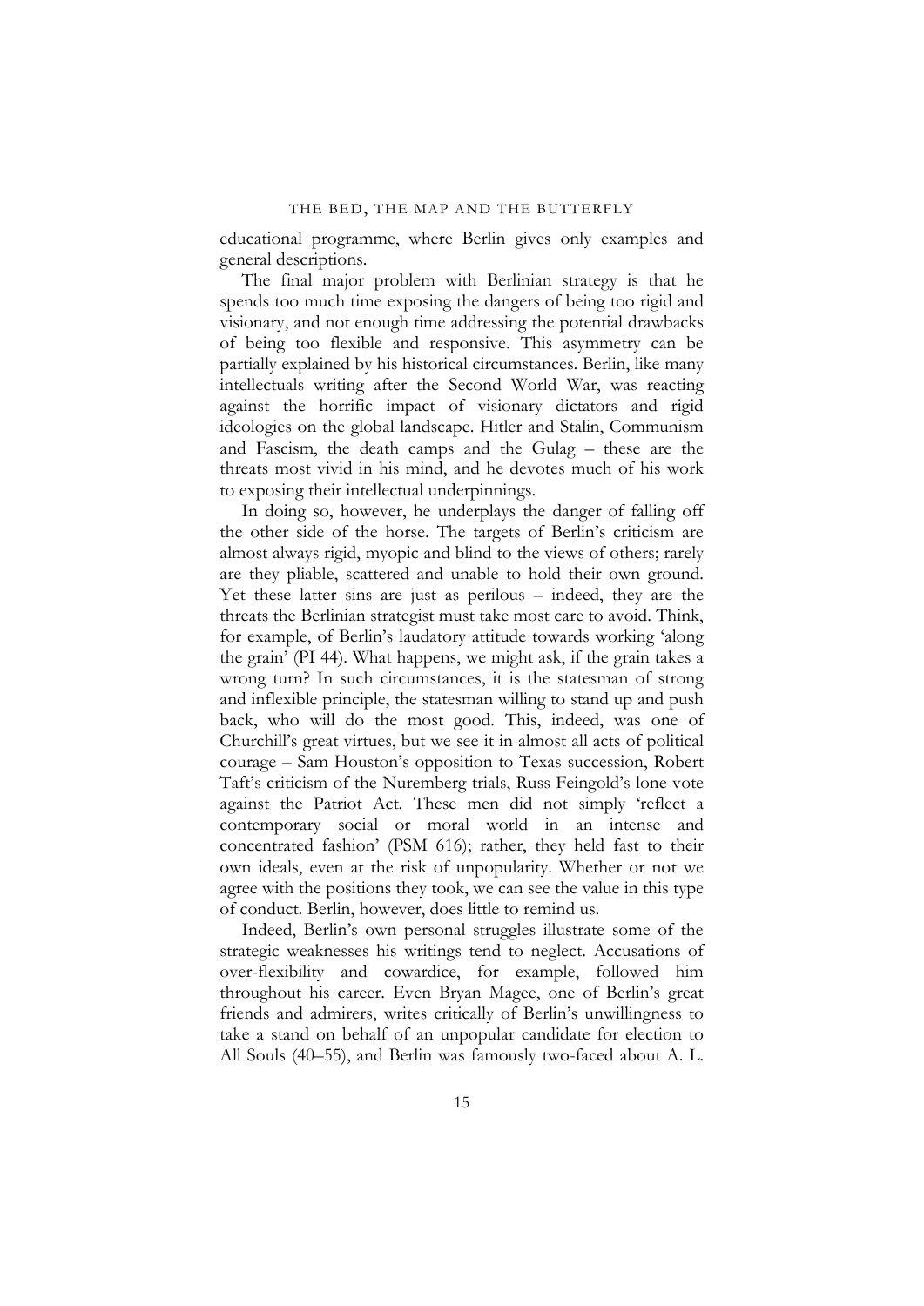educational programme, where Berlin gives only examples and general descriptions.

The final major problem with Berlinian strategy is that he spends too much time exposing the dangers of being too rigid and visionary, and not enough time addressing the potential drawbacks of being too flexible and responsive. This asymmetry can be partially explained by his historical circumstances. Berlin, like many intellectuals writing after the Second World War, was reacting against the horrific impact of visionary dictators and rigid ideologies on the global landscape. Hitler and Stalin, Communism and Fascism, the death camps and the Gulag – these are the threats most vivid in his mind, and he devotes much of his work to exposing their intellectual underpinnings.

In doing so, however, he underplays the danger of falling off the other side of the horse. The targets of Berlin's criticism are almost always rigid, myopic and blind to the views of others; rarely are they pliable, scattered and unable to hold their own ground. Yet these latter sins are just as perilous – indeed, they are the threats the Berlinian strategist must take most care to avoid. Think, for example, of Berlin's laudatory attitude towards working 'along the grain' (PI 44). What happens, we might ask, if the grain takes a wrong turn? In such circumstances, it is the statesman of strong and inflexible principle, the statesman willing to stand up and push back, who will do the most good. This, indeed, was one of Churchill's great virtues, but we see it in almost all acts of political courage – Sam Houston's opposition to Texas succession, Robert Taft's criticism of the Nuremberg trials, Russ Feingold's lone vote against the Patriot Act. These men did not simply 'reflect a contemporary social or moral world in an intense and concentrated fashion' (PSM 616); rather, they held fast to their own ideals, even at the risk of unpopularity. Whether or not we agree with the positions they took, we can see the value in this type of conduct. Berlin, however, does little to remind us.

Indeed, Berlin's own personal struggles illustrate some of the strategic weaknesses his writings tend to neglect. Accusations of over-flexibility and cowardice, for example, followed him throughout his career. Even Bryan Magee, one of Berlin's great friends and admirers, writes critically of Berlin's unwillingness to take a stand on behalf of an unpopular candidate for election to All Souls (40–55), and Berlin was famously two-faced about A. L.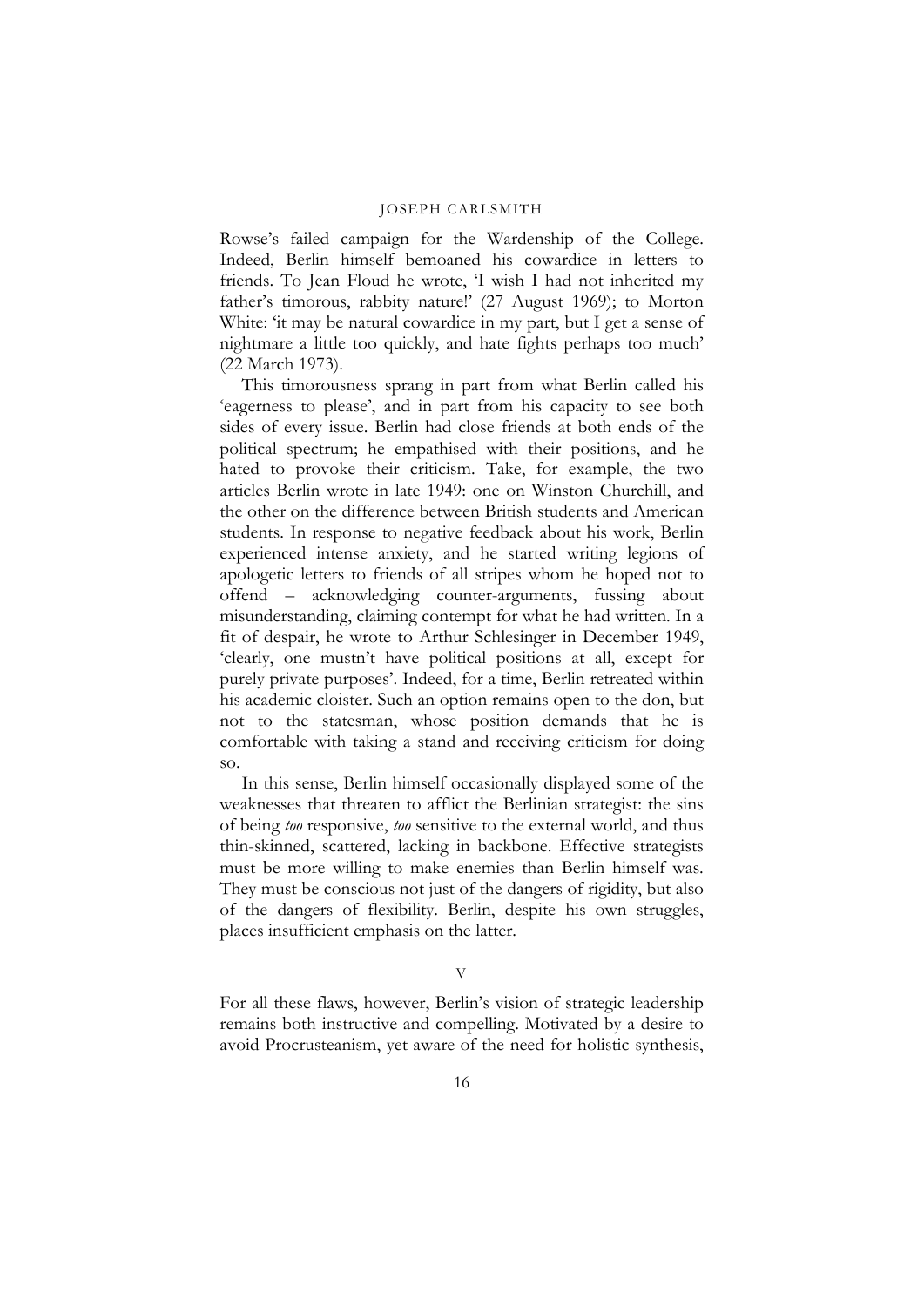Rowse's failed campaign for the Wardenship of the College. Indeed, Berlin himself bemoaned his cowardice in letters to friends. To Jean Floud he wrote, 'I wish I had not inherited my father's timorous, rabbity nature!' (27 August 1969); to Morton White: 'it may be natural cowardice in my part, but I get a sense of nightmare a little too quickly, and hate fights perhaps too much' (22 March 1973).

This timorousness sprang in part from what Berlin called his 'eagerness to please', and in part from his capacity to see both sides of every issue. Berlin had close friends at both ends of the political spectrum; he empathised with their positions, and he hated to provoke their criticism. Take, for example, the two articles Berlin wrote in late 1949: one on Winston Churchill, and the other on the difference between British students and American students. In response to negative feedback about his work, Berlin experienced intense anxiety, and he started writing legions of apologetic letters to friends of all stripes whom he hoped not to offend – acknowledging counter-arguments, fussing about misunderstanding, claiming contempt for what he had written. In a fit of despair, he wrote to Arthur Schlesinger in December 1949, 'clearly, one mustn't have political positions at all, except for purely private purposes'. Indeed, for a time, Berlin retreated within his academic cloister. Such an option remains open to the don, but not to the statesman, whose position demands that he is comfortable with taking a stand and receiving criticism for doing so.

In this sense, Berlin himself occasionally displayed some of the weaknesses that threaten to afflict the Berlinian strategist: the sins of being *too* responsive, *too* sensitive to the external world, and thus thin-skinned, scattered, lacking in backbone. Effective strategists must be more willing to make enemies than Berlin himself was. They must be conscious not just of the dangers of rigidity, but also of the dangers of flexibility. Berlin, despite his own struggles, places insufficient emphasis on the latter.

## V

For all these flaws, however, Berlin's vision of strategic leadership remains both instructive and compelling. Motivated by a desire to avoid Procrusteanism, yet aware of the need for holistic synthesis,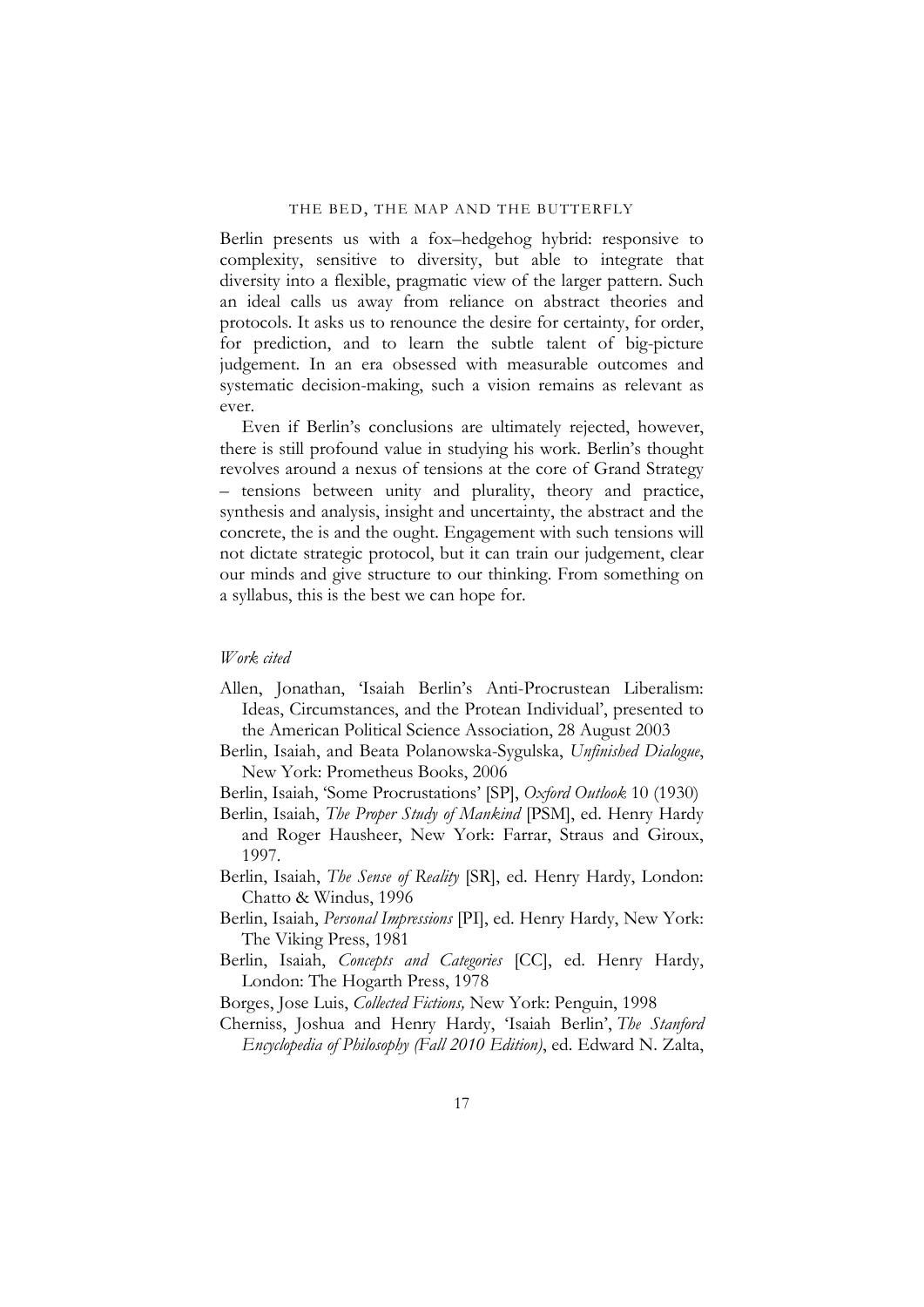Berlin presents us with a fox–hedgehog hybrid: responsive to complexity, sensitive to diversity, but able to integrate that diversity into a flexible, pragmatic view of the larger pattern. Such an ideal calls us away from reliance on abstract theories and protocols. It asks us to renounce the desire for certainty, for order, for prediction, and to learn the subtle talent of big-picture judgement. In an era obsessed with measurable outcomes and systematic decision-making, such a vision remains as relevant as ever.

Even if Berlin's conclusions are ultimately rejected, however, there is still profound value in studying his work. Berlin's thought revolves around a nexus of tensions at the core of Grand Strategy – tensions between unity and plurality, theory and practice, synthesis and analysis, insight and uncertainty, the abstract and the concrete, the is and the ought. Engagement with such tensions will not dictate strategic protocol, but it can train our judgement, clear our minds and give structure to our thinking. From something on a syllabus, this is the best we can hope for.

*Work cited*

Allen, Jonathan, 'Isaiah Berlin's Anti-Procrustean Liberalism: Ideas, Circumstances, and the Protean Individual', presented to the American Political Science Association, 28 August 2003

Berlin, Isaiah, and Beata Polanowska-Sygulska, *Unfinished Dialogue*, New York: Prometheus Books, 2006

Berlin, Isaiah, 'Some Procrustations' [SP], *Oxford Outlook* 10 (1930)

Berlin, Isaiah, *The Proper Study of Mankind* [PSM], ed. Henry Hardy and Roger Hausheer, New York: Farrar, Straus and Giroux, 1997.

Berlin, Isaiah, *The Sense of Reality* [SR], ed. Henry Hardy, London: Chatto & Windus, 1996

Berlin, Isaiah, *Personal Impressions* [PI], ed. Henry Hardy, New York: The Viking Press, 1981

Berlin, Isaiah, *Concepts and Categories* [CC], ed. Henry Hardy, London: The Hogarth Press, 1978

Borges, Jose Luis, *Collected Fictions,* New York: Penguin, 1998

Cherniss, Joshua and Henry Hardy, 'Isaiah Berlin', *The Stanford Encyclopedia of Philosophy (Fall 2010 Edition)*, ed. Edward N. Zalta,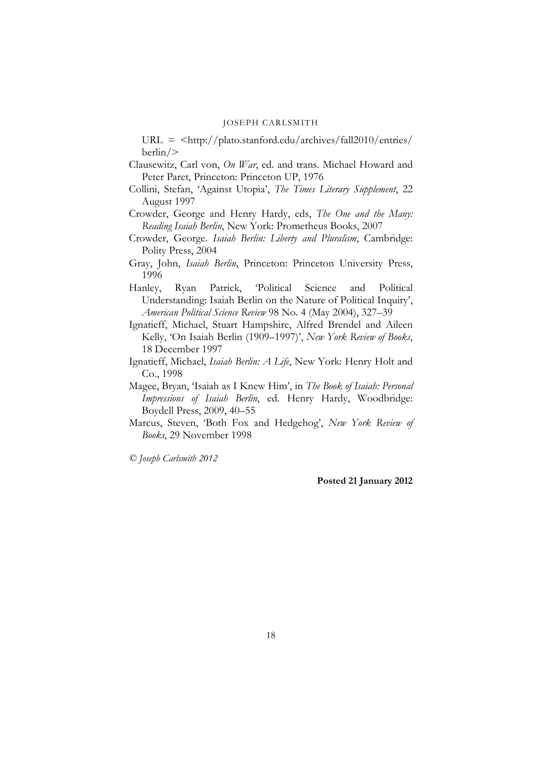URL = <http://plato.stanford.edu/archives/fall2010/entries/berlin/>

Clausewitz, Carl von, *On War*, ed. and trans. Michael Howard and Peter Paret, Princeton: Princeton UP, 1976

Collini, Stefan, 'Against Utopia', *The Times Literary Supplement*, 22 August 1997

Crowder, George and Henry Hardy, eds, *The One and the Many: Reading Isaiah Berlin*, New York: Prometheus Books, 2007

Crowder, George. *Isaiah Berlin: Liberty and Pluralism*, Cambridge: Polity Press, 2004

Gray, John, *Isaiah Berlin*, Princeton: Princeton University Press, 1996

Hanley, Ryan Patrick, 'Political Science and Political Understanding: Isaiah Berlin on the Nature of Political Inquiry', *American Political Science Review* 98 No. 4 (May 2004), 327–39

Ignatieff, Michael, Stuart Hampshire, Alfred Brendel and Aileen Kelly, 'On Isaiah Berlin (1909–1997)', *New York Review of Books*, 18 December 1997

Ignatieff, Michael, *Isaiah Berlin: A Life*, New York: Henry Holt and Co., 1998

Magee, Bryan, 'Isaiah as I Knew Him', in *The Book of Isaiah: Personal Impressions of Isaiah Berlin*, ed. Henry Hardy, Woodbridge: Boydell Press, 2009, 40–55

Marcus, Steven, 'Both Fox and Hedgehog', *New York Review of Books*, 29 November 1998

*© Joseph Carlsmith 2012*

**Posted 21 January 2012**